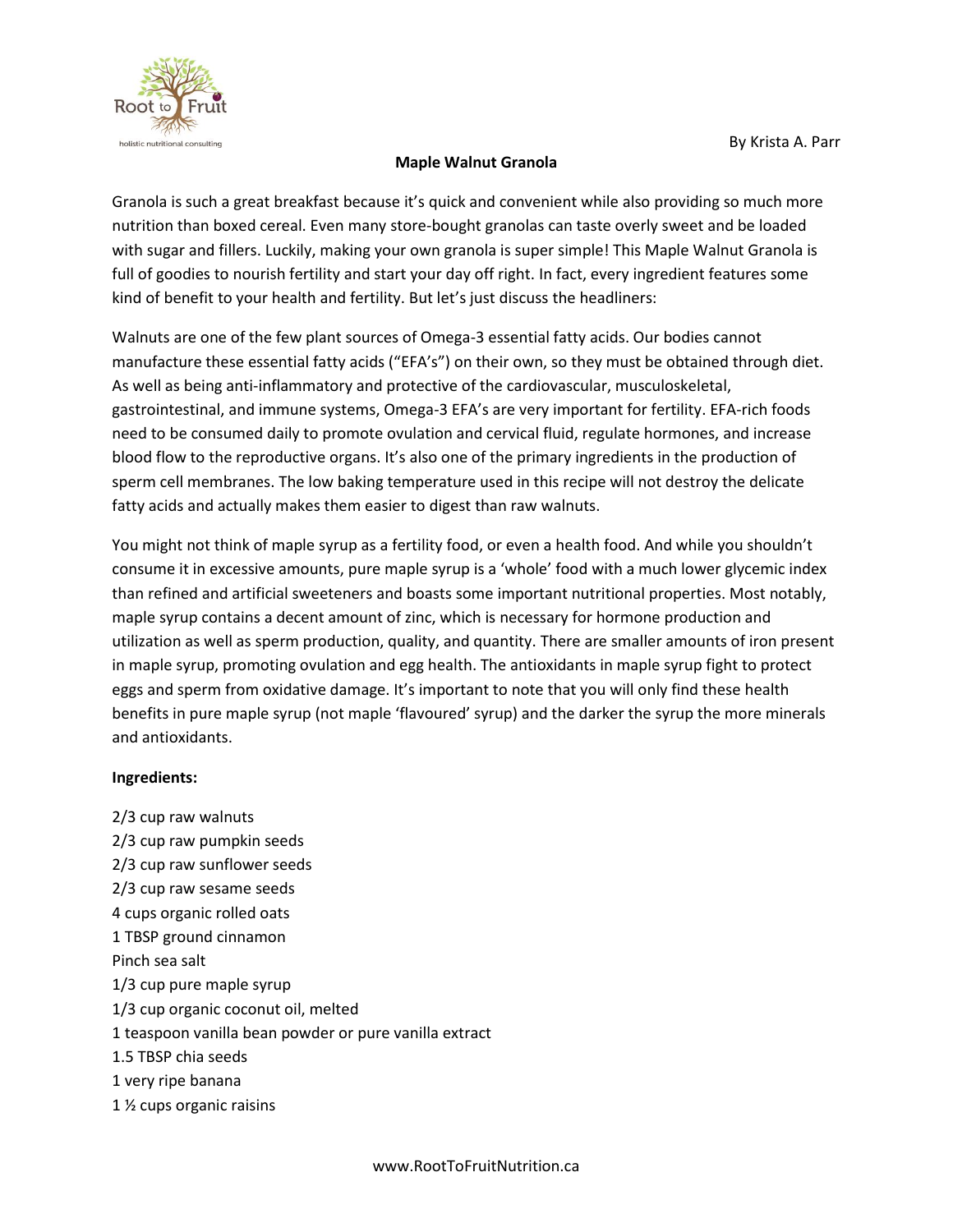By Krista A. Parr

# Maple Walnut Granola

Granola is such a great breakfast because it's quick and convenient while also providing so much more nutrition than boxed cereal. Even many store-bought granolas can taste overly sweet and be loaded with sugar and fillers. Luckily, making your own granola is super simple! This Maple Walnut Granola is full of goodies to nourish fertility and start your day off right. In fact, every ingredient features some kind of benefit to your health and fertility. But let's just discuss the headliners:

Walnuts are one of the few plant sources of Omega-3 essential fatty acids. Our bodies cannot manufacture these essential fatty acids ("EFA's") on their own, so they must be obtained through diet. As well as being anti-inflammatory and protective of the cardiovascular, musculoskeletal, gastrointestinal, and immune systems, Omega-3 EFA's are very important for fertility. EFA-rich foods need to be consumed daily to promote ovulation and cervical fluid, regulate hormones, and increase blood flow to the reproductive organs. It's also one of the primary ingredients in the production of sperm cell membranes. The low baking temperature used in this recipe will not destroy the delicate fatty acids and actually makes them easier to digest than raw walnuts.

You might not think of maple syrup as a fertility food, or even a health food. And while you shouldn't consume it in excessive amounts, pure maple syrup is a 'whole' food with a much lower glycemic index than refined and artificial sweeteners and boasts some important nutritional properties. Most notably, maple syrup contains a decent amount of zinc, which is necessary for hormone production and utilization as well as sperm production, quality, and quantity. There are smaller amounts of iron present in maple syrup, promoting ovulation and egg health. The antioxidants in maple syrup fight to protect eggs and sperm from oxidative damage. It's important to note that you will only find these health benefits in pure maple syrup (not maple 'flavoured' syrup) and the darker the syrup the more minerals and antioxidants.

**Ingredients:**

2/3 cup raw walnuts
2/3 cup raw pumpkin seeds
2/3 cup raw sunflower seeds
2/3 cup raw sesame seeds
4 cups organic rolled oats
1 TBSP ground cinnamon
Pinch sea salt
1/3 cup pure maple syrup
1/3 cup organic coconut oil, melted
1 teaspoon vanilla bean powder or pure vanilla extract
1.5 TBSP chia seeds
1 very ripe banana
1 ½ cups organic raisins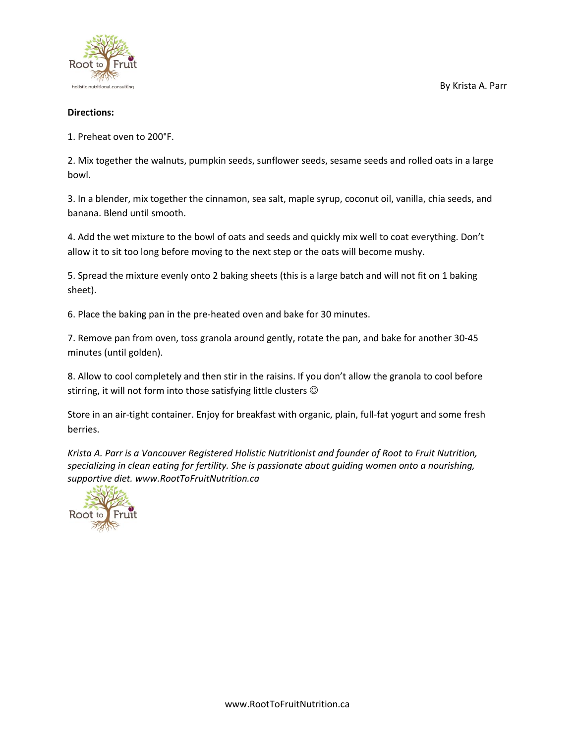By Krista A. Parr

**Directions:**

1. Preheat oven to 200°F.

2. Mix together the walnuts, pumpkin seeds, sunflower seeds, sesame seeds and rolled oats in a large bowl.

3. In a blender, mix together the cinnamon, sea salt, maple syrup, coconut oil, vanilla, chia seeds, and banana. Blend until smooth.

4. Add the wet mixture to the bowl of oats and seeds and quickly mix well to coat everything. Don't allow it to sit too long before moving to the next step or the oats will become mushy.

5. Spread the mixture evenly onto 2 baking sheets (this is a large batch and will not fit on 1 baking sheet).

6. Place the baking pan in the pre-heated oven and bake for 30 minutes.

7. Remove pan from oven, toss granola around gently, rotate the pan, and bake for another 30-45 minutes (until golden).

8. Allow to cool completely and then stir in the raisins. If you don't allow the granola to cool before stirring, it will not form into those satisfying little clusters ☺

Store in an air-tight container. Enjoy for breakfast with organic, plain, full-fat yogurt and some fresh berries.

*Krista A. Parr is a Vancouver Registered Holistic Nutritionist and founder of Root to Fruit Nutrition, specializing in clean eating for fertility. She is passionate about guiding women onto a nourishing, supportive diet. www.RootToFruitNutrition.ca*